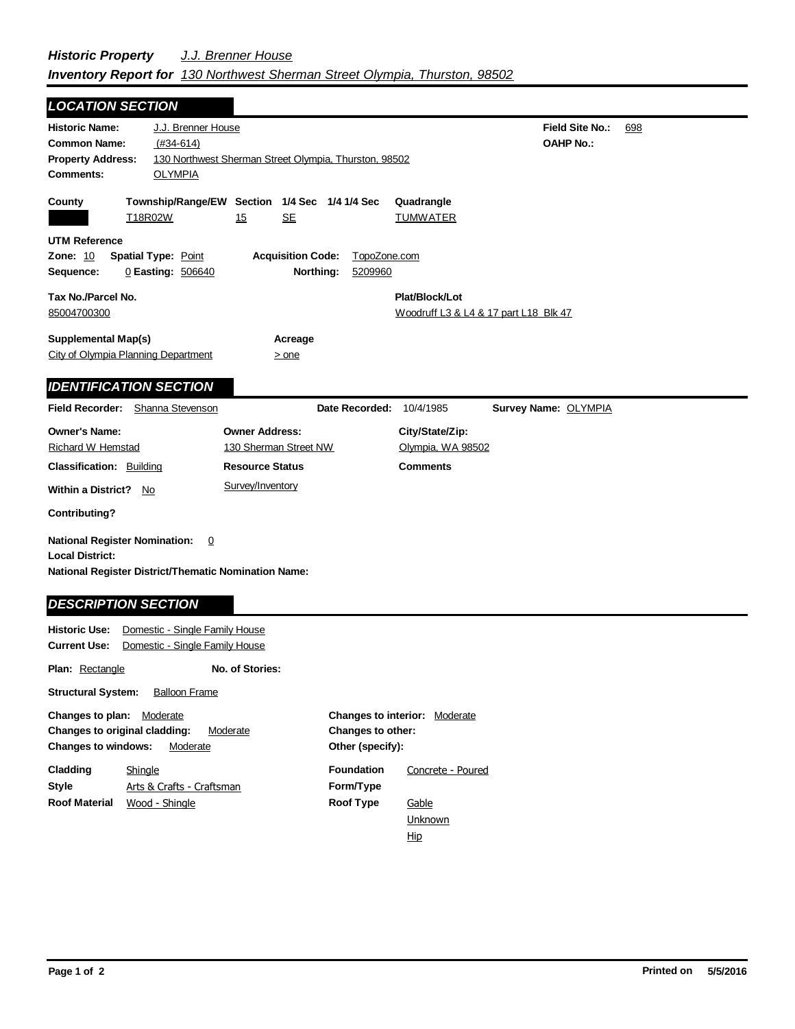***Historic Property*** *J.J. Brenner House*
***Inventory Report for*** *130 Northwest Sherman Street Olympia, Thurston, 98502*

## *LOCATION SECTION*

**Historic Name:** J.J. Brenner House
**Field Site No.:** 698
**Common Name:** (#34-614)
**OAHP No.:**
**Property Address:** 130 Northwest Sherman Street Olympia, Thurston, 98502
**Comments:** OLYMPIA

| County | Township/Range/EW | Section | 1/4 Sec | 1/4 1/4 Sec | Quadrangle |
|---|---|---|---|---|---|
| | T18R02W | 15 | SE | | TUMWATER |

**UTM Reference**
**Zone:** 10 **Spatial Type:** Point **Acquisition Code:** TopoZone.com
**Sequence:** 0 **Easting:** 506640 **Northing:** 5209960

**Tax No./Parcel No.**
85004700300

**Plat/Block/Lot**
Woodruff L3 & L4 & 17 part L18 Blk 47

**Supplemental Map(s)**
City of Olympia Planning Department

**Acreage**
> one

## *IDENTIFICATION SECTION*

**Field Recorder:** Shanna Stevenson **Date Recorded:** 10/4/1985 **Survey Name:** OLYMPIA

| Owner's Name: | Owner Address: | City/State/Zip: |
|---|---|---|
| Richard W Hemstad | 130 Sherman Street NW | Olympia, WA 98502 |

**Classification:** Building
**Resource Status**
Survey/Inventory
**Comments**

**Within a District?** No

**Contributing?**

**National Register Nomination:** 0
**Local District:**
**National Register District/Thematic Nomination Name:**

## *DESCRIPTION SECTION*

**Historic Use:** Domestic - Single Family House
**Current Use:** Domestic - Single Family House

**Plan:** Rectangle **No. of Stories:**

**Structural System:** Balloon Frame

**Changes to plan:** Moderate
**Changes to original cladding:** Moderate
**Changes to windows:** Moderate
**Changes to interior:** Moderate
**Changes to other:**
**Other (specify):**

**Cladding** Shingle
**Style** Arts & Crafts - Craftsman
**Roof Material** Wood - Shingle
**Foundation** Concrete - Poured
**Form/Type**
**Roof Type** Gable
Unknown
Hip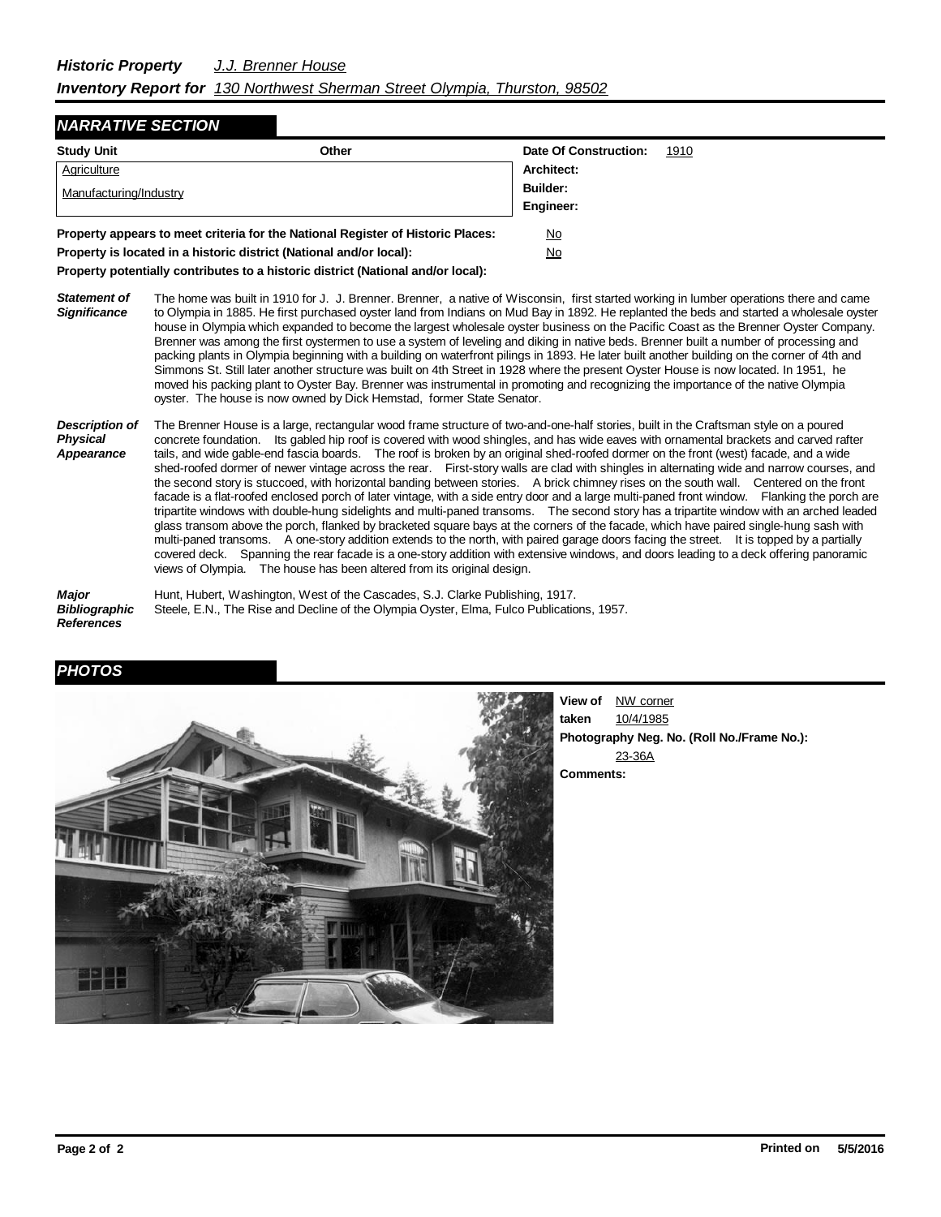***Historic Property*** *J.J. Brenner House*
***Inventory Report for*** *130 Northwest Sherman Street Olympia, Thurston, 98502*

## NARRATIVE SECTION

| Study Unit | Other | Date Of Construction: | 1910 |
|---|---|---|---|
| Agriculture | | Architect: | |
| Manufacturing/Industry | | Builder: | |
| | | Engineer: | |

**Property appears to meet criteria for the National Register of Historic Places:** No

**Property is located in a historic district (National and/or local):** No

**Property potentially contributes to a historic district (National and/or local):**

***Statement of Significance***

The home was built in 1910 for J. J. Brenner. Brenner, a native of Wisconsin, first started working in lumber operations there and came to Olympia in 1885. He first purchased oyster land from Indians on Mud Bay in 1892. He replanted the beds and started a wholesale oyster house in Olympia which expanded to become the largest wholesale oyster business on the Pacific Coast as the Brenner Oyster Company. Brenner was among the first oystermen to use a system of leveling and diking in native beds. Brenner built a number of processing and packing plants in Olympia beginning with a building on waterfront pilings in 1893. He later built another building on the corner of 4th and Simmons St. Still later another structure was built on 4th Street in 1928 where the present Oyster House is now located. In 1951, he moved his packing plant to Oyster Bay. Brenner was instrumental in promoting and recognizing the importance of the native Olympia oyster. The house is now owned by Dick Hemstad, former State Senator.

***Description of Physical Appearance***

The Brenner House is a large, rectangular wood frame structure of two-and-one-half stories, built in the Craftsman style on a poured concrete foundation. Its gabled hip roof is covered with wood shingles, and has wide eaves with ornamental brackets and carved rafter tails, and wide gable-end fascia boards. The roof is broken by an original shed-roofed dormer on the front (west) facade, and a wide shed-roofed dormer of newer vintage across the rear. First-story walls are clad with shingles in alternating wide and narrow courses, and the second story is stuccoed, with horizontal banding between stories. A brick chimney rises on the south wall. Centered on the front facade is a flat-roofed enclosed porch of later vintage, with a side entry door and a large multi-paned front window. Flanking the porch are tripartite windows with double-hung sidelights and multi-paned transoms. The second story has a tripartite window with an arched leaded glass transom above the porch, flanked by bracketed square bays at the corners of the facade, which have paired single-hung sash with multi-paned transoms. A one-story addition extends to the north, with paired garage doors facing the street. It is topped by a partially covered deck. Spanning the rear facade is a one-story addition with extensive windows, and doors leading to a deck offering panoramic views of Olympia. The house has been altered from its original design.

***Major Bibliographic References***

Hunt, Hubert, Washington, West of the Cascades, S.J. Clarke Publishing, 1917.
Steele, E.N., The Rise and Decline of the Olympia Oyster, Elma, Fulco Publications, 1957.

## PHOTOS

**View of** NW corner
**taken** 10/4/1985
**Photography Neg. No. (Roll No./Frame No.):** 23-36A
**Comments:**